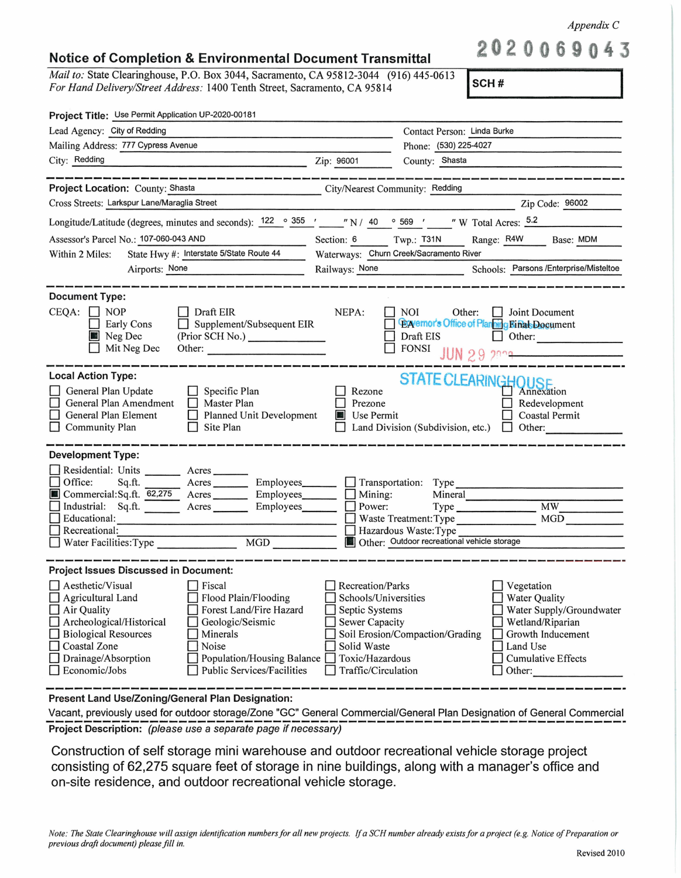*Appendix C*

2020069043

## Notice of Completion & Environmental Document Transmittal

*Mail to:* State Clearinghouse, P.O. Box 3044, Sacramento, CA 95812-3044 (916) 445-0613
*For Hand Delivery/Street Address:* 1400 Tenth Street, Sacramento, CA 95814

**SCH #**

**Project Title:** Use Permit Application UP-2020-00181

Lead Agency: City of Redding — Contact Person: Linda Burke
Mailing Address: 777 Cypress Avenue — Phone: (530) 225-4027
City: Redding — Zip: 96001 — County: Shasta

---

**Project Location:** County: Shasta — City/Nearest Community: Redding
Cross Streets: Larkspur Lane/Maraglia Street — Zip Code: 96002
Longitude/Latitude (degrees, minutes and seconds): 122 ° 355 ' ___ " N / 40 ° 569 ' ___ " W — Total Acres: 5.2
Assessor's Parcel No.: 107-060-043 AND — Section: 6 — Twp.: T31N — Range: R4W — Base: MDM
Within 2 Miles: State Hwy #: Interstate 5/State Route 44 — Waterways: Churn Creek/Sacramento River
Airports: None — Railways: None — Schools: Parsons /Enterprise/Misteltoe

---

**Document Type:**

CEQA:
- [ ] NOP
- [ ] Early Cons
- [x] Neg Dec
- [ ] Mit Neg Dec
- [ ] Draft EIR
- [ ] Supplement/Subsequent EIR
- (Prior SCH No.) ________
- Other: ________

NEPA:
- [ ] NOI
- [ ] EA
- [ ] Draft EIS
- [ ] FONSI

Other:
- [ ] Joint Document
- [ ] Final Document
- [ ] Other: ________

Governor's Office of Planning & Research

JUN 29 2020

STATE CLEARINGHOUSE

---

**Local Action Type:**

- [ ] General Plan Update
- [ ] General Plan Amendment
- [ ] General Plan Element
- [ ] Community Plan
- [ ] Specific Plan
- [ ] Master Plan
- [ ] Planned Unit Development
- [ ] Site Plan
- [ ] Rezone
- [ ] Prezone
- [x] Use Permit
- [ ] Land Division (Subdivision, etc.)
- [ ] Annexation
- [ ] Redevelopment
- [ ] Coastal Permit
- [ ] Other: ________

---

**Development Type:**

- [ ] Residential: Units ______ Acres ______
- [ ] Office: Sq.ft. ______ Acres ______ Employees ______
- [x] Commercial: Sq.ft. 62,275 Acres ______ Employees ______
- [ ] Industrial: Sq.ft. ______ Acres ______ Employees ______
- [ ] Educational: ________
- [ ] Recreational: ________
- [ ] Water Facilities: Type ______ MGD ______
- [ ] Transportation: Type ________
- [ ] Mining: Mineral ________
- [ ] Power: Type ______ MW ______
- [ ] Waste Treatment: Type ______ MGD ______
- [ ] Hazardous Waste: Type ________
- [x] Other: Outdoor recreational vehicle storage

---

**Project Issues Discussed in Document:**

- [ ] Aesthetic/Visual
- [ ] Agricultural Land
- [ ] Air Quality
- [ ] Archeological/Historical
- [ ] Biological Resources
- [ ] Coastal Zone
- [ ] Drainage/Absorption
- [ ] Economic/Jobs
- [ ] Fiscal
- [ ] Flood Plain/Flooding
- [ ] Forest Land/Fire Hazard
- [ ] Geologic/Seismic
- [ ] Minerals
- [ ] Noise
- [ ] Population/Housing Balance
- [ ] Public Services/Facilities
- [ ] Recreation/Parks
- [ ] Schools/Universities
- [ ] Septic Systems
- [ ] Sewer Capacity
- [ ] Soil Erosion/Compaction/Grading
- [ ] Solid Waste
- [ ] Toxic/Hazardous
- [ ] Traffic/Circulation
- [ ] Vegetation
- [ ] Water Quality
- [ ] Water Supply/Groundwater
- [ ] Wetland/Riparian
- [ ] Growth Inducement
- [ ] Land Use
- [ ] Cumulative Effects
- [ ] Other: ________

---

**Present Land Use/Zoning/General Plan Designation:**

Vacant, previously used for outdoor storage/Zone "GC" General Commercial/General Plan Designation of General Commercial

---

**Project Description:** *(please use a separate page if necessary)*

Construction of self storage mini warehouse and outdoor recreational vehicle storage project consisting of 62,275 square feet of storage in nine buildings, along with a manager's office and on-site residence, and outdoor recreational vehicle storage.

*Note: The State Clearinghouse will assign identification numbers for all new projects. If a SCH number already exists for a project (e.g. Notice of Preparation or previous draft document) please fill in.*

Revised 2010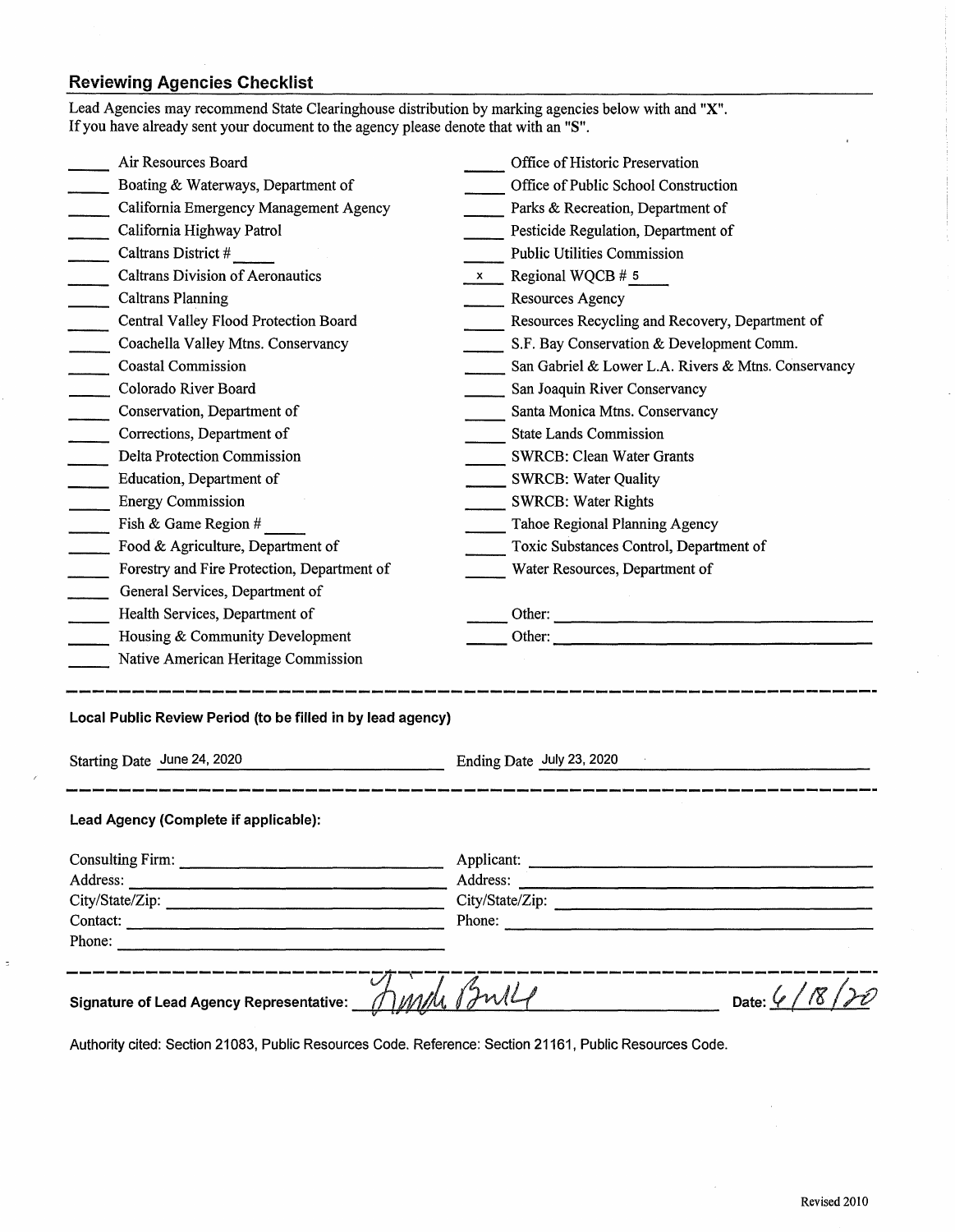## Reviewing Agencies Checklist

Lead Agencies may recommend State Clearinghouse distribution by marking agencies below with and "X".
If you have already sent your document to the agency please denote that with an "S".

| | | | |
|---|---|---|---|
| ____ | Air Resources Board | ____ | Office of Historic Preservation |
| ____ | Boating & Waterways, Department of | ____ | Office of Public School Construction |
| ____ | California Emergency Management Agency | ____ | Parks & Recreation, Department of |
| ____ | California Highway Patrol | ____ | Pesticide Regulation, Department of |
| ____ | Caltrans District # ____ | ____ | Public Utilities Commission |
| ____ | Caltrans Division of Aeronautics | x | Regional WQCB # 5 |
| ____ | Caltrans Planning | ____ | Resources Agency |
| ____ | Central Valley Flood Protection Board | ____ | Resources Recycling and Recovery, Department of |
| ____ | Coachella Valley Mtns. Conservancy | ____ | S.F. Bay Conservation & Development Comm. |
| ____ | Coastal Commission | ____ | San Gabriel & Lower L.A. Rivers & Mtns. Conservancy |
| ____ | Colorado River Board | ____ | San Joaquin River Conservancy |
| ____ | Conservation, Department of | ____ | Santa Monica Mtns. Conservancy |
| ____ | Corrections, Department of | ____ | State Lands Commission |
| ____ | Delta Protection Commission | ____ | SWRCB: Clean Water Grants |
| ____ | Education, Department of | ____ | SWRCB: Water Quality |
| ____ | Energy Commission | ____ | SWRCB: Water Rights |
| ____ | Fish & Game Region # ____ | ____ | Tahoe Regional Planning Agency |
| ____ | Food & Agriculture, Department of | ____ | Toxic Substances Control, Department of |
| ____ | Forestry and Fire Protection, Department of | ____ | Water Resources, Department of |
| ____ | General Services, Department of | | |
| ____ | Health Services, Department of | ____ | Other: ____ |
| ____ | Housing & Community Development | ____ | Other: ____ |
| ____ | Native American Heritage Commission | | |

---

**Local Public Review Period (to be filled in by lead agency)**

Starting Date June 24, 2020 Ending Date July 23, 2020

---

**Lead Agency (Complete if applicable):**

| | |
|---|---|
| Consulting Firm: | Applicant: |
| Address: | Address: |
| City/State/Zip: | City/State/Zip: |
| Contact: | Phone: |
| Phone: | |

---

**Signature of Lead Agency Representative:** Linda Bull **Date:** 6/18/20

Authority cited: Section 21083, Public Resources Code. Reference: Section 21161, Public Resources Code.

Revised 2010